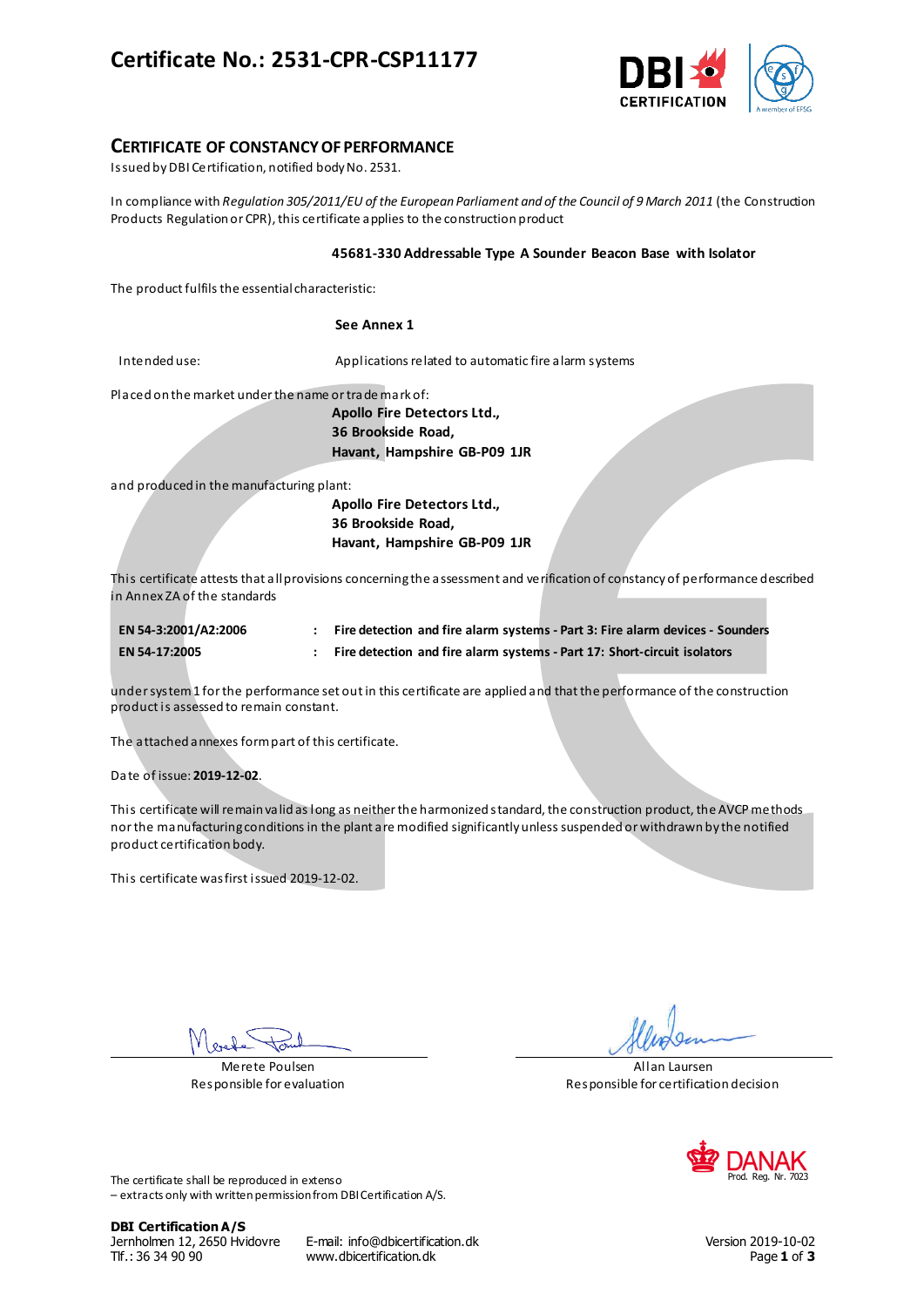# Certificate No.: 2531-CPR-CSP11177

## CERTIFICATE OF CONSTANCY OF PERFORMANCE

Issued by DBI Certification, notified body No. 2531.

In compliance with *Regulation 305/2011/EU of the European Parliament and of the Council of 9 March 2011* (the Construction Products Regulation or CPR), this certificate applies to the construction product

**45681-330 Addressable Type A Sounder Beacon Base with Isolator**

The product fulfils the essential characteristic:

**See Annex 1**

Intended use: Applications related to automatic fire alarm systems

Placed on the market under the name or trade mark of:

**Apollo Fire Detectors Ltd.,**
**36 Brookside Road,**
**Havant, Hampshire GB-P09 1JR**

and produced in the manufacturing plant:

**Apollo Fire Detectors Ltd.,**
**36 Brookside Road,**
**Havant, Hampshire GB-P09 1JR**

This certificate attests that all provisions concerning the assessment and verification of constancy of performance described in Annex ZA of the standards

| | | |
|---|---|---|
| **EN 54-3:2001/A2:2006** | : | **Fire detection and fire alarm systems - Part 3: Fire alarm devices - Sounders** |
| **EN 54-17:2005** | : | **Fire detection and fire alarm systems - Part 17: Short-circuit isolators** |

under system 1 for the performance set out in this certificate are applied and that the performance of the construction product is assessed to remain constant.

The attached annexes form part of this certificate.

Date of issue: **2019-12-02**.

This certificate will remain valid as long as neither the harmonized standard, the construction product, the AVCP methods nor the manufacturing conditions in the plant are modified significantly unless suspended or withdrawn by the notified product certification body.

This certificate was first issued 2019-12-02.

Merete Poulsen
Responsible for evaluation

Allan Laursen
Responsible for certification decision

DANAK Prod. Reg. Nr. 7023

The certificate shall be reproduced in extenso
– extracts only with written permission from DBI Certification A/S.

**DBI Certification A/S**
Jernholmen 12, 2650 Hvidovre
Tlf.: 36 34 90 90

E-mail: info@dbicertification.dk
www.dbicertification.dk

Version 2019-10-02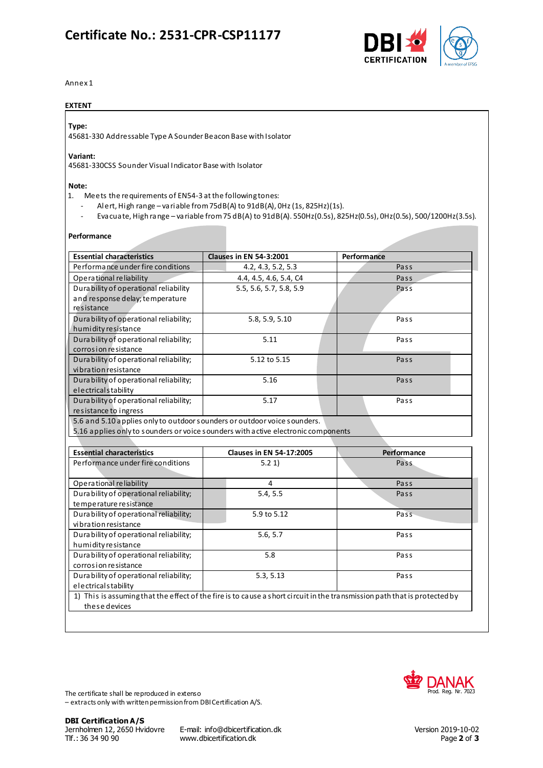# Certificate No.: 2531-CPR-CSP11177

Annex 1

**EXTENT**

**Type:**
45681-330 Addressable Type A Sounder Beacon Base with Isolator

**Variant:**
45681-330CSS Sounder Visual Indicator Base with Isolator

**Note:**

1. Meets the requirements of EN54-3 at the following tones:
   - Alert, High range – variable from 75dB(A) to 91dB(A), 0Hz (1s, 825Hz)(1s).
   - Evacuate, High range – variable from 75 dB(A) to 91dB(A). 550Hz(0.5s), 825Hz(0.5s), 0Hz(0.5s), 500/1200Hz(3.5s).

**Performance**

| Essential characteristics | Clauses in EN 54-3:2001 | Performance |
|---|---|---|
| Performance under fire conditions | 4.2, 4.3, 5.2, 5.3 | Pass |
| Operational reliability | 4.4, 4.5, 4.6, 5.4, C4 | Pass |
| Durability of operational reliability and response delay; temperature resistance | 5.5, 5.6, 5.7, 5.8, 5.9 | Pass |
| Durability of operational reliability; humidity resistance | 5.8, 5.9, 5.10 | Pass |
| Durability of operational reliability; corrosion resistance | 5.11 | Pass |
| Durability of operational reliability; vibration resistance | 5.12 to 5.15 | Pass |
| Durability of operational reliability; electrical stability | 5.16 | Pass |
| Durability of operational reliability; resistance to ingress | 5.17 | Pass |
| 5.6 and 5.10 applies only to outdoor sounders or outdoor voice sounders. 5.16 applies only to sounders or voice sounders with active electronic components | | |

| Essential characteristics | Clauses in EN 54-17:2005 | Performance |
|---|---|---|
| Performance under fire conditions | 5.2 1) | Pass |
| Operational reliability | 4 | Pass |
| Durability of operational reliability; temperature resistance | 5.4, 5.5 | Pass |
| Durability of operational reliability; vibration resistance | 5.9 to 5.12 | Pass |
| Durability of operational reliability; humidity resistance | 5.6, 5.7 | Pass |
| Durability of operational reliability; corrosion resistance | 5.8 | Pass |
| Durability of operational reliability; electrical stability | 5.3, 5.13 | Pass |
| 1) This is assuming that the effect of the fire is to cause a short circuit in the transmission path that is protected by these devices | | |

The certificate shall be reproduced in extenso
– extracts only with written permission from DBI Certification A/S.

**DBI Certification A/S**
Jernholmen 12, 2650 Hvidovre
Tlf.: 36 34 90 90
E-mail: info@dbicertification.dk
www.dbicertification.dk

Version 2019-10-02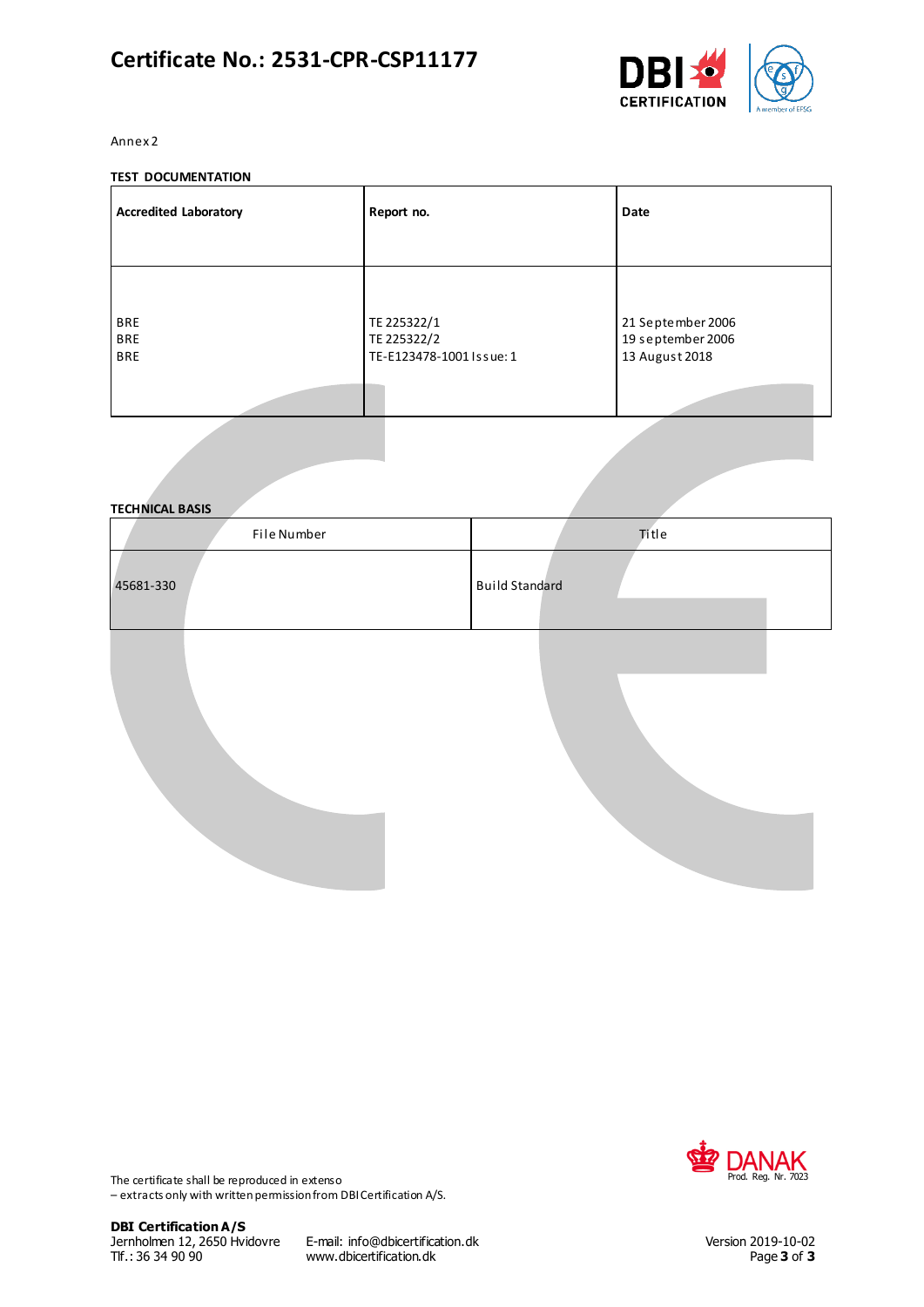# Certificate No.: 2531-CPR-CSP11177

Annex 2

**TEST DOCUMENTATION**

| Accredited Laboratory | Report no. | Date |
| --- | --- | --- |
| BRE<br>BRE<br>BRE | TE 225322/1<br>TE 225322/2<br>TE-E123478-1001 Issue: 1 | 21 September 2006<br>19 september 2006<br>13 August 2018 |

**TECHNICAL BASIS**

| File Number | Title |
| --- | --- |
| 45681-330 | Build Standard |

The certificate shall be reproduced in extenso
– extracts only with written permission from DBI Certification A/S.

**DBI Certification A/S**
Jernholmen 12, 2650 Hvidovre
Tlf.: 36 34 90 90

E-mail: info@dbicertification.dk
www.dbicertification.dk

Version 2019-10-02